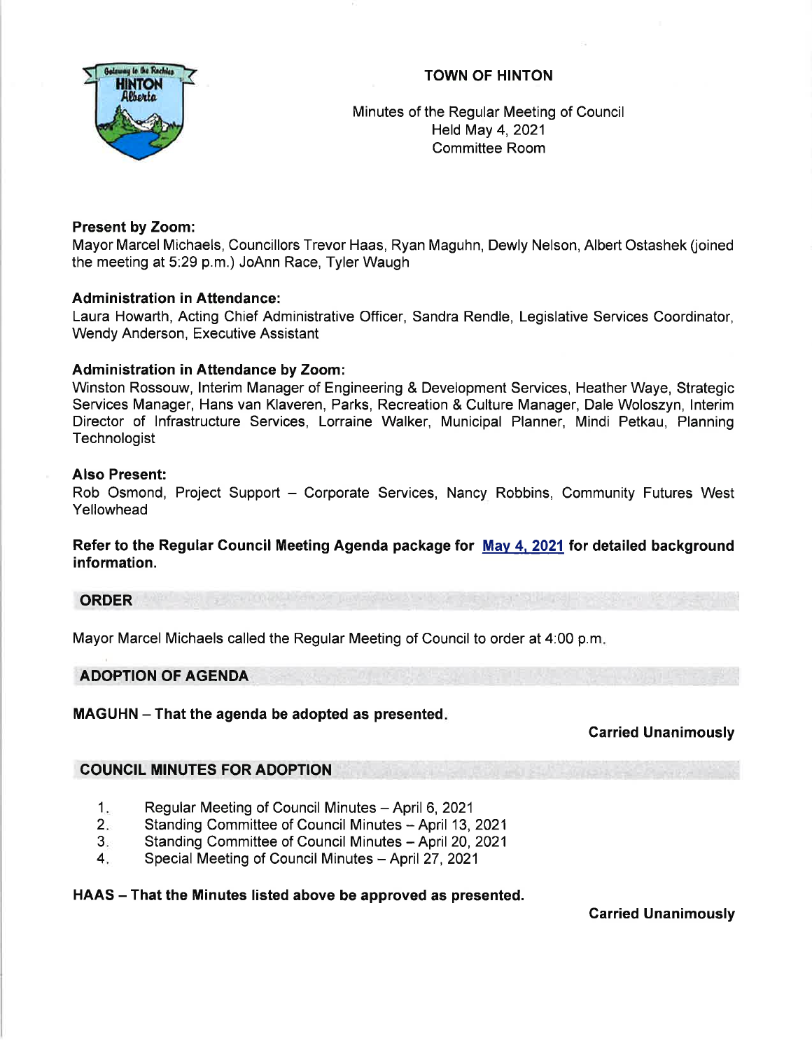# TOWN OF HINTON

Minutes of the Regular Meeting of Council
Held May 4, 2021
Committee Room

**Present by Zoom:**
Mayor Marcel Michaels, Councillors Trevor Haas, Ryan Maguhn, Dewly Nelson, Albert Ostashek (joined the meeting at 5:29 p.m.) JoAnn Race, Tyler Waugh

**Administration in Attendance:**
Laura Howarth, Acting Chief Administrative Officer, Sandra Rendle, Legislative Services Coordinator, Wendy Anderson, Executive Assistant

**Administration in Attendance by Zoom:**
Winston Rossouw, Interim Manager of Engineering & Development Services, Heather Waye, Strategic Services Manager, Hans van Klaveren, Parks, Recreation & Culture Manager, Dale Woloszyn, Interim Director of Infrastructure Services, Lorraine Walker, Municipal Planner, Mindi Petkau, Planning Technologist

**Also Present:**
Rob Osmond, Project Support – Corporate Services, Nancy Robbins, Community Futures West Yellowhead

**Refer to the Regular Council Meeting Agenda package for May 4, 2021 for detailed background information.**

## ORDER

Mayor Marcel Michaels called the Regular Meeting of Council to order at 4:00 p.m.

## ADOPTION OF AGENDA

**MAGUHN – That the agenda be adopted as presented.**

**Carried Unanimously**

## COUNCIL MINUTES FOR ADOPTION

1. Regular Meeting of Council Minutes – April 6, 2021
2. Standing Committee of Council Minutes – April 13, 2021
3. Standing Committee of Council Minutes – April 20, 2021
4. Special Meeting of Council Minutes – April 27, 2021

**HAAS – That the Minutes listed above be approved as presented.**

**Carried Unanimously**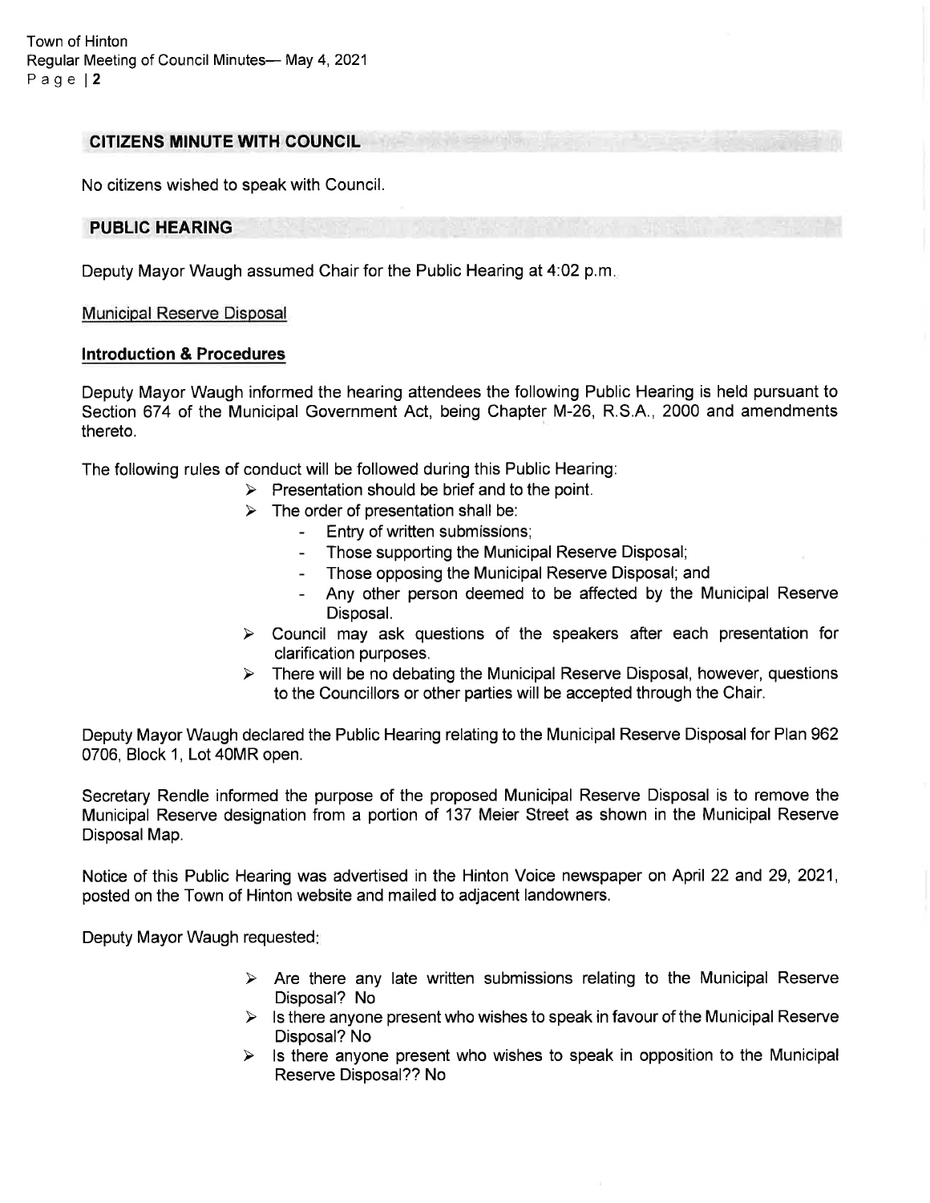## CITIZENS MINUTE WITH COUNCIL

No citizens wished to speak with Council.

## PUBLIC HEARING

Deputy Mayor Waugh assumed Chair for the Public Hearing at 4:02 p.m.

Municipal Reserve Disposal

**Introduction & Procedures**

Deputy Mayor Waugh informed the hearing attendees the following Public Hearing is held pursuant to Section 674 of the Municipal Government Act, being Chapter M-26, R.S.A., 2000 and amendments thereto.

The following rules of conduct will be followed during this Public Hearing:

- Presentation should be brief and to the point.
- The order of presentation shall be:
  - Entry of written submissions;
  - Those supporting the Municipal Reserve Disposal;
  - Those opposing the Municipal Reserve Disposal; and
  - Any other person deemed to be affected by the Municipal Reserve Disposal.
- Council may ask questions of the speakers after each presentation for clarification purposes.
- There will be no debating the Municipal Reserve Disposal, however, questions to the Councillors or other parties will be accepted through the Chair.

Deputy Mayor Waugh declared the Public Hearing relating to the Municipal Reserve Disposal for Plan 962 0706, Block 1, Lot 40MR open.

Secretary Rendle informed the purpose of the proposed Municipal Reserve Disposal is to remove the Municipal Reserve designation from a portion of 137 Meier Street as shown in the Municipal Reserve Disposal Map.

Notice of this Public Hearing was advertised in the Hinton Voice newspaper on April 22 and 29, 2021, posted on the Town of Hinton website and mailed to adjacent landowners.

Deputy Mayor Waugh requested:

- Are there any late written submissions relating to the Municipal Reserve Disposal? No
- Is there anyone present who wishes to speak in favour of the Municipal Reserve Disposal? No
- Is there anyone present who wishes to speak in opposition to the Municipal Reserve Disposal?? No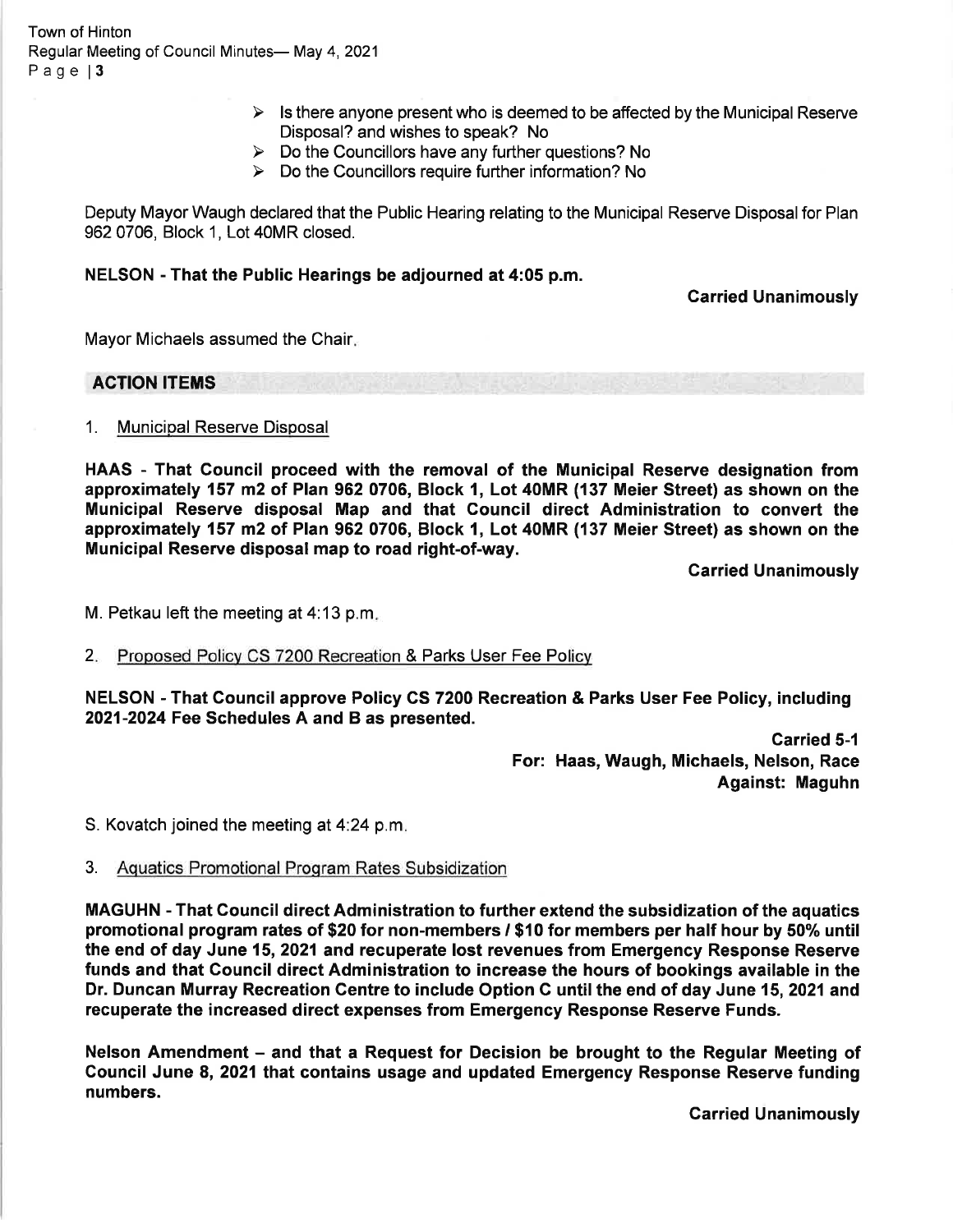- Is there anyone present who is deemed to be affected by the Municipal Reserve Disposal? and wishes to speak? No
- Do the Councillors have any further questions? No
- Do the Councillors require further information? No

Deputy Mayor Waugh declared that the Public Hearing relating to the Municipal Reserve Disposal for Plan 962 0706, Block 1, Lot 40MR closed.

**NELSON - That the Public Hearings be adjourned at 4:05 p.m.**

**Carried Unanimously**

Mayor Michaels assumed the Chair.

## ACTION ITEMS

1. Municipal Reserve Disposal

**HAAS - That Council proceed with the removal of the Municipal Reserve designation from approximately 157 m2 of Plan 962 0706, Block 1, Lot 40MR (137 Meier Street) as shown on the Municipal Reserve disposal Map and that Council direct Administration to convert the approximately 157 m2 of Plan 962 0706, Block 1, Lot 40MR (137 Meier Street) as shown on the Municipal Reserve disposal map to road right-of-way.**

**Carried Unanimously**

M. Petkau left the meeting at 4:13 p.m.

2. Proposed Policy CS 7200 Recreation & Parks User Fee Policy

**NELSON - That Council approve Policy CS 7200 Recreation & Parks User Fee Policy, including 2021-2024 Fee Schedules A and B as presented.**

**Carried 5-1**
**For: Haas, Waugh, Michaels, Nelson, Race**
**Against: Maguhn**

S. Kovatch joined the meeting at 4:24 p.m.

3. Aquatics Promotional Program Rates Subsidization

**MAGUHN - That Council direct Administration to further extend the subsidization of the aquatics promotional program rates of $20 for non-members / $10 for members per half hour by 50% until the end of day June 15, 2021 and recuperate lost revenues from Emergency Response Reserve funds and that Council direct Administration to increase the hours of bookings available in the Dr. Duncan Murray Recreation Centre to include Option C until the end of day June 15, 2021 and recuperate the increased direct expenses from Emergency Response Reserve Funds.**

**Nelson Amendment – and that a Request for Decision be brought to the Regular Meeting of Council June 8, 2021 that contains usage and updated Emergency Response Reserve funding numbers.**

**Carried Unanimously**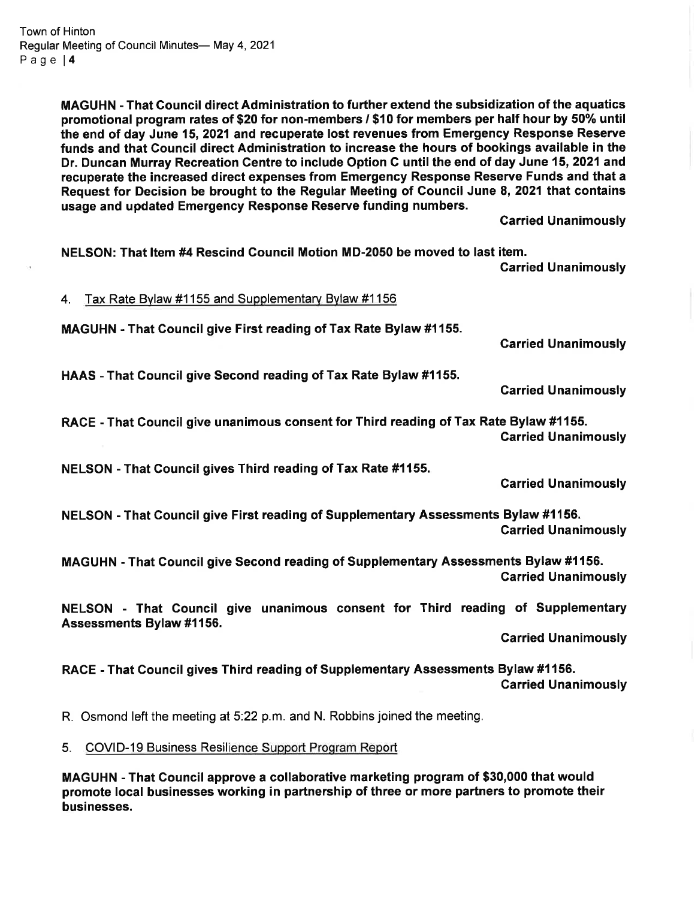**MAGUHN - That Council direct Administration to further extend the subsidization of the aquatics promotional program rates of $20 for non-members / $10 for members per half hour by 50% until the end of day June 15, 2021 and recuperate lost revenues from Emergency Response Reserve funds and that Council direct Administration to increase the hours of bookings available in the Dr. Duncan Murray Recreation Centre to include Option C until the end of day June 15, 2021 and recuperate the increased direct expenses from Emergency Response Reserve Funds and that a Request for Decision be brought to the Regular Meeting of Council June 8, 2021 that contains usage and updated Emergency Response Reserve funding numbers.**

**Carried Unanimously**

**NELSON: That Item #4 Rescind Council Motion MD-2050 be moved to last item.**

**Carried Unanimously**

4. Tax Rate Bylaw #1155 and Supplementary Bylaw #1156

**MAGUHN - That Council give First reading of Tax Rate Bylaw #1155.**

**Carried Unanimously**

**HAAS - That Council give Second reading of Tax Rate Bylaw #1155.**

**Carried Unanimously**

**RACE - That Council give unanimous consent for Third reading of Tax Rate Bylaw #1155.**

**Carried Unanimously**

**NELSON - That Council gives Third reading of Tax Rate #1155.**

**Carried Unanimously**

**NELSON - That Council give First reading of Supplementary Assessments Bylaw #1156.**

**Carried Unanimously**

**MAGUHN - That Council give Second reading of Supplementary Assessments Bylaw #1156.**

**Carried Unanimously**

**NELSON - That Council give unanimous consent for Third reading of Supplementary Assessments Bylaw #1156.**

**Carried Unanimously**

**RACE - That Council gives Third reading of Supplementary Assessments Bylaw #1156.**

**Carried Unanimously**

R. Osmond left the meeting at 5:22 p.m. and N. Robbins joined the meeting.

5. COVID-19 Business Resilience Support Program Report

**MAGUHN - That Council approve a collaborative marketing program of $30,000 that would promote local businesses working in partnership of three or more partners to promote their businesses.**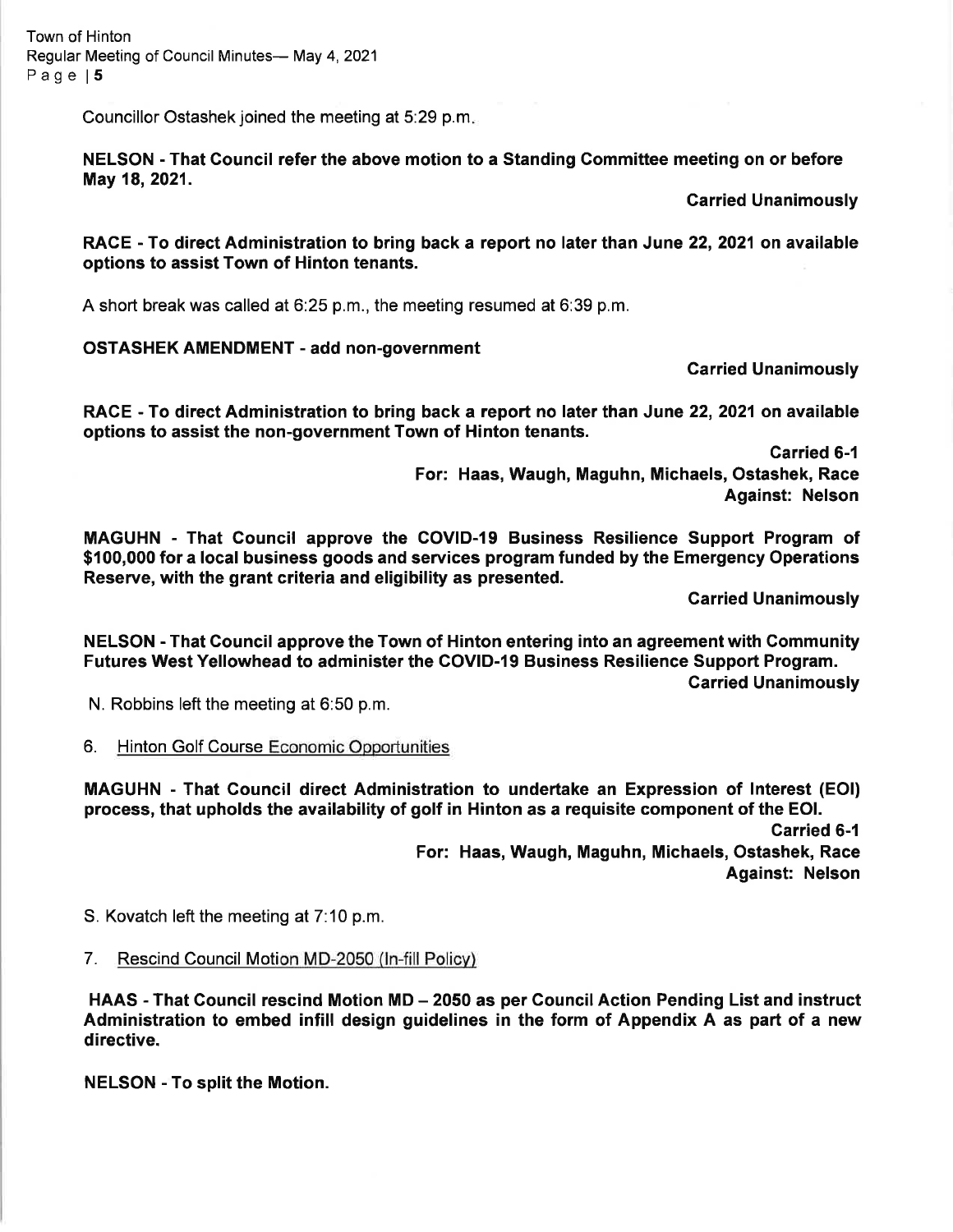Councillor Ostashek joined the meeting at 5:29 p.m.

**NELSON - That Council refer the above motion to a Standing Committee meeting on or before May 18, 2021.**

**Carried Unanimously**

**RACE - To direct Administration to bring back a report no later than June 22, 2021 on available options to assist Town of Hinton tenants.**

A short break was called at 6:25 p.m., the meeting resumed at 6:39 p.m.

**OSTASHEK AMENDMENT - add non-government**

**Carried Unanimously**

**RACE - To direct Administration to bring back a report no later than June 22, 2021 on available options to assist the non-government Town of Hinton tenants.**

**Carried 6-1**
**For: Haas, Waugh, Maguhn, Michaels, Ostashek, Race**
**Against: Nelson**

**MAGUHN - That Council approve the COVID-19 Business Resilience Support Program of $100,000 for a local business goods and services program funded by the Emergency Operations Reserve, with the grant criteria and eligibility as presented.**

**Carried Unanimously**

**NELSON - That Council approve the Town of Hinton entering into an agreement with Community Futures West Yellowhead to administer the COVID-19 Business Resilience Support Program.**

**Carried Unanimously**

N. Robbins left the meeting at 6:50 p.m.

6. Hinton Golf Course Economic Opportunities

**MAGUHN - That Council direct Administration to undertake an Expression of Interest (EOI) process, that upholds the availability of golf in Hinton as a requisite component of the EOI.**

**Carried 6-1**
**For: Haas, Waugh, Maguhn, Michaels, Ostashek, Race**
**Against: Nelson**

S. Kovatch left the meeting at 7:10 p.m.

7. Rescind Council Motion MD-2050 (In-fill Policy)

**HAAS - That Council rescind Motion MD – 2050 as per Council Action Pending List and instruct Administration to embed infill design guidelines in the form of Appendix A as part of a new directive.**

**NELSON - To split the Motion.**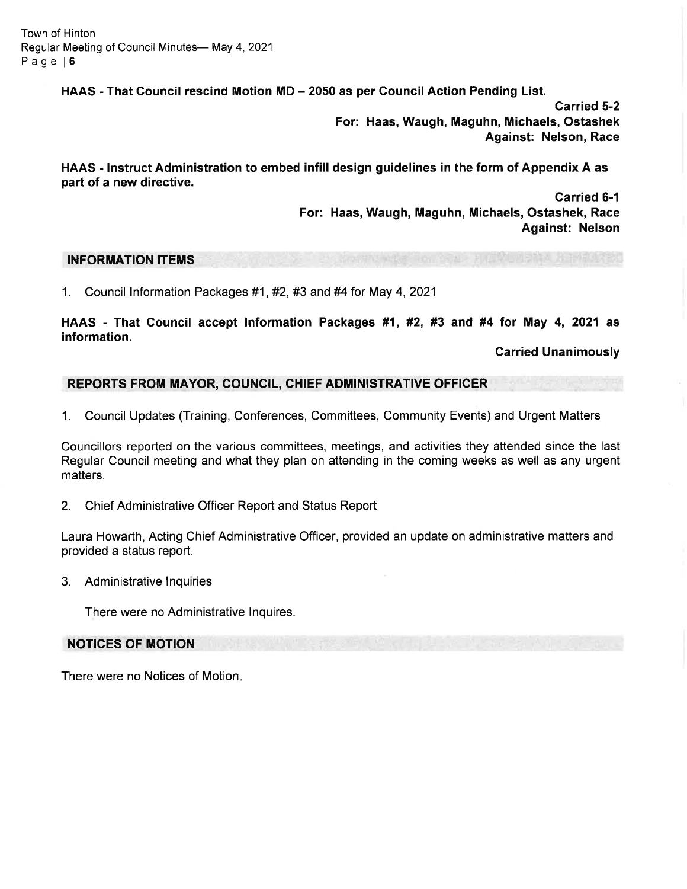**HAAS - That Council rescind Motion MD – 2050 as per Council Action Pending List.**

**Carried 5-2**
**For: Haas, Waugh, Maguhn, Michaels, Ostashek**
**Against: Nelson, Race**

**HAAS - Instruct Administration to embed infill design guidelines in the form of Appendix A as part of a new directive.**

**Carried 6-1**
**For: Haas, Waugh, Maguhn, Michaels, Ostashek, Race**
**Against: Nelson**

## INFORMATION ITEMS

1. Council Information Packages #1, #2, #3 and #4 for May 4, 2021

**HAAS - That Council accept Information Packages #1, #2, #3 and #4 for May 4, 2021 as information.**

**Carried Unanimously**

## REPORTS FROM MAYOR, COUNCIL, CHIEF ADMINISTRATIVE OFFICER

1. Council Updates (Training, Conferences, Committees, Community Events) and Urgent Matters

Councillors reported on the various committees, meetings, and activities they attended since the last Regular Council meeting and what they plan on attending in the coming weeks as well as any urgent matters.

2. Chief Administrative Officer Report and Status Report

Laura Howarth, Acting Chief Administrative Officer, provided an update on administrative matters and provided a status report.

3. Administrative Inquiries

There were no Administrative Inquires.

## NOTICES OF MOTION

There were no Notices of Motion.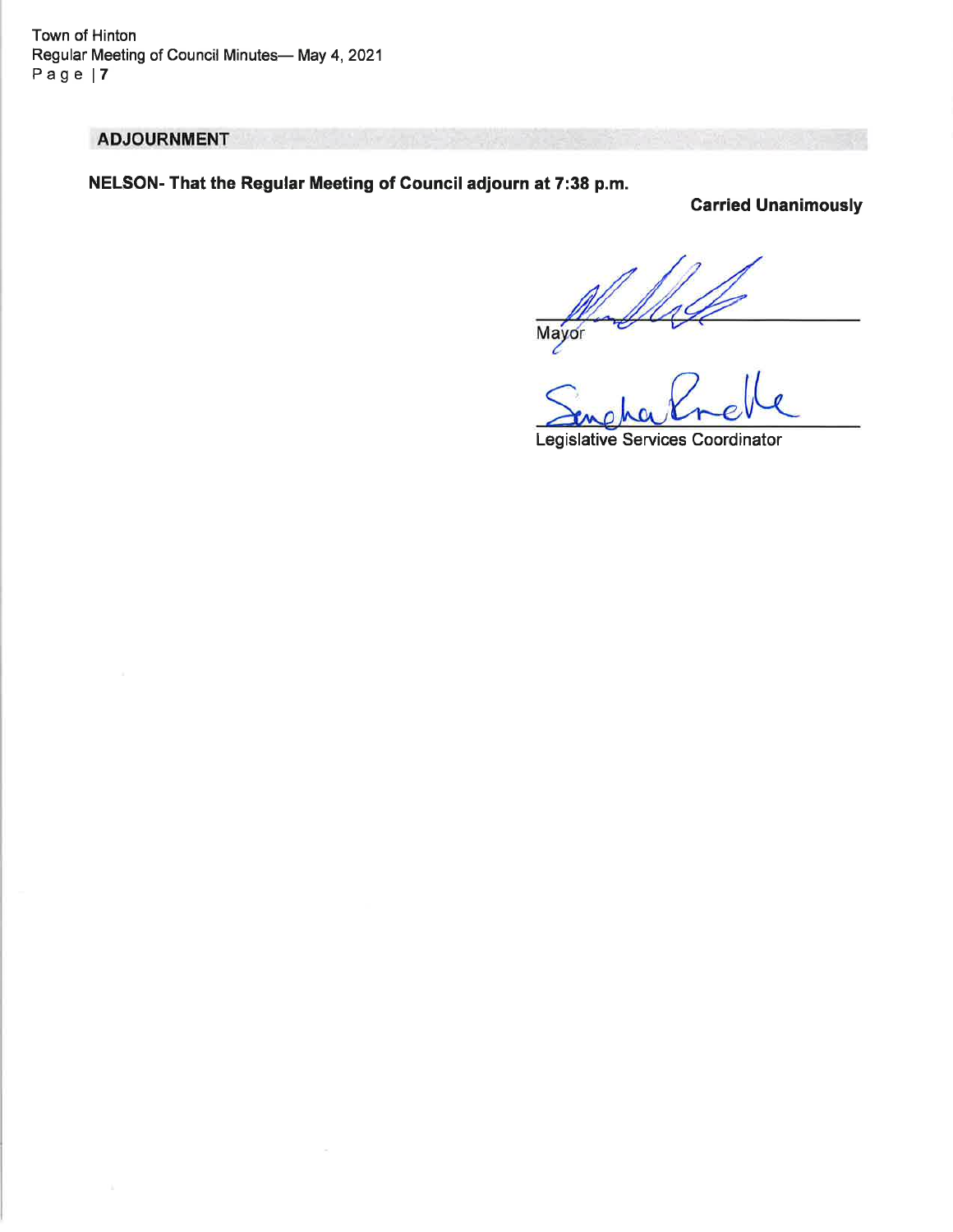## ADJOURNMENT

**NELSON- That the Regular Meeting of Council adjourn at 7:38 p.m.**

**Carried Unanimously**

Mayor

Legislative Services Coordinator